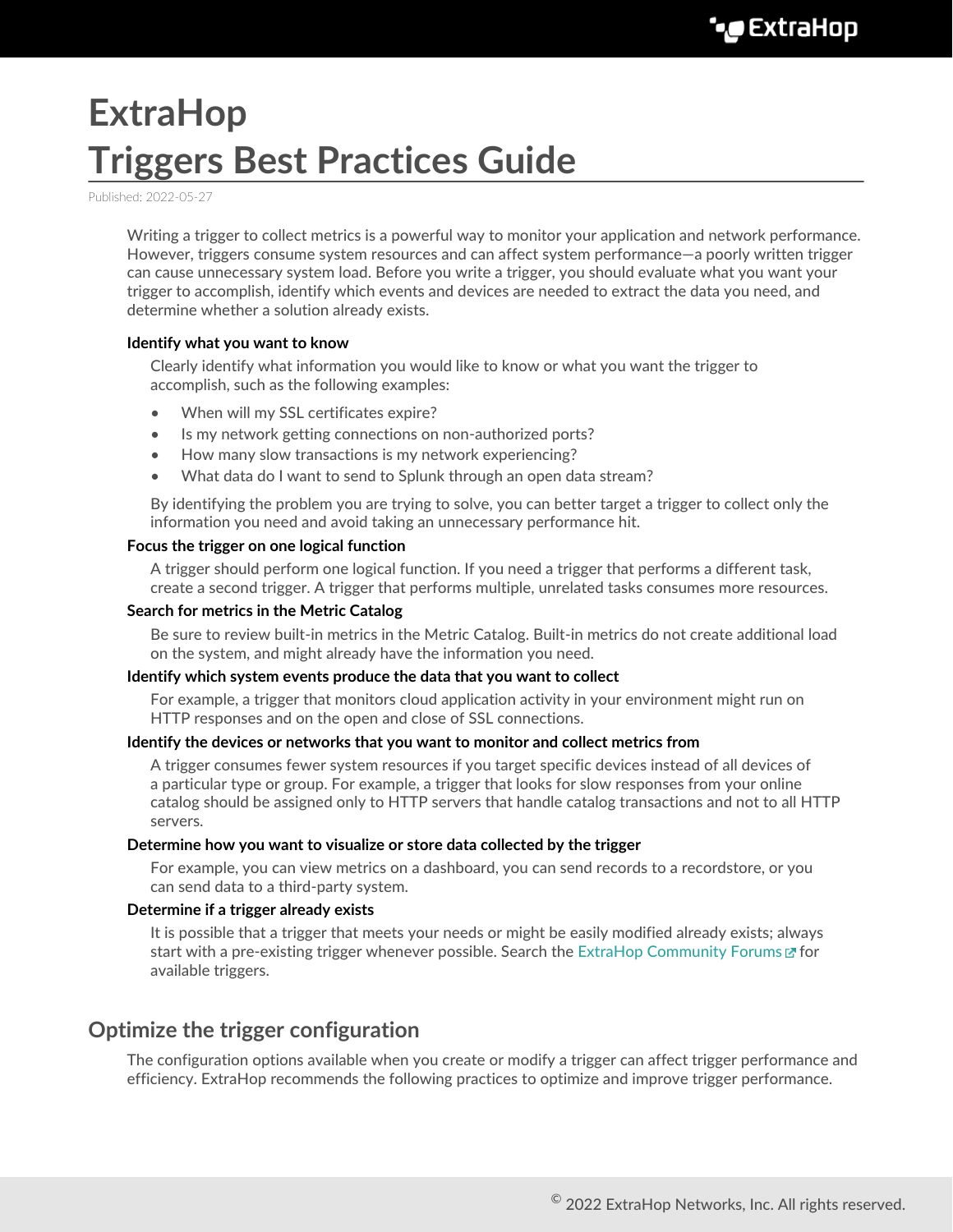# ExtraHop Triggers Best Practices Guide

Published: 2022-05-27

Writing a trigger to collect metrics is a powerful way to monitor your application and network performance. However, triggers consume system resources and can affect system performance—a poorly written trigger can cause unnecessary system load. Before you write a trigger, you should evaluate what you want your trigger to accomplish, identify which events and devices are needed to extract the data you need, and determine whether a solution already exists.

**Identify what you want to know**

Clearly identify what information you would like to know or what you want the trigger to accomplish, such as the following examples:

- When will my SSL certificates expire?
- Is my network getting connections on non-authorized ports?
- How many slow transactions is my network experiencing?
- What data do I want to send to Splunk through an open data stream?

By identifying the problem you are trying to solve, you can better target a trigger to collect only the information you need and avoid taking an unnecessary performance hit.

**Focus the trigger on one logical function**

A trigger should perform one logical function. If you need a trigger that performs a different task, create a second trigger. A trigger that performs multiple, unrelated tasks consumes more resources.

**Search for metrics in the Metric Catalog**

Be sure to review built-in metrics in the Metric Catalog. Built-in metrics do not create additional load on the system, and might already have the information you need.

**Identify which system events produce the data that you want to collect**

For example, a trigger that monitors cloud application activity in your environment might run on HTTP responses and on the open and close of SSL connections.

**Identify the devices or networks that you want to monitor and collect metrics from**

A trigger consumes fewer system resources if you target specific devices instead of all devices of a particular type or group. For example, a trigger that looks for slow responses from your online catalog should be assigned only to HTTP servers that handle catalog transactions and not to all HTTP servers.

**Determine how you want to visualize or store data collected by the trigger**

For example, you can view metrics on a dashboard, you can send records to a recordstore, or you can send data to a third-party system.

**Determine if a trigger already exists**

It is possible that a trigger that meets your needs or might be easily modified already exists; always start with a pre-existing trigger whenever possible. Search the ExtraHop Community Forums for available triggers.

## Optimize the trigger configuration

The configuration options available when you create or modify a trigger can affect trigger performance and efficiency. ExtraHop recommends the following practices to optimize and improve trigger performance.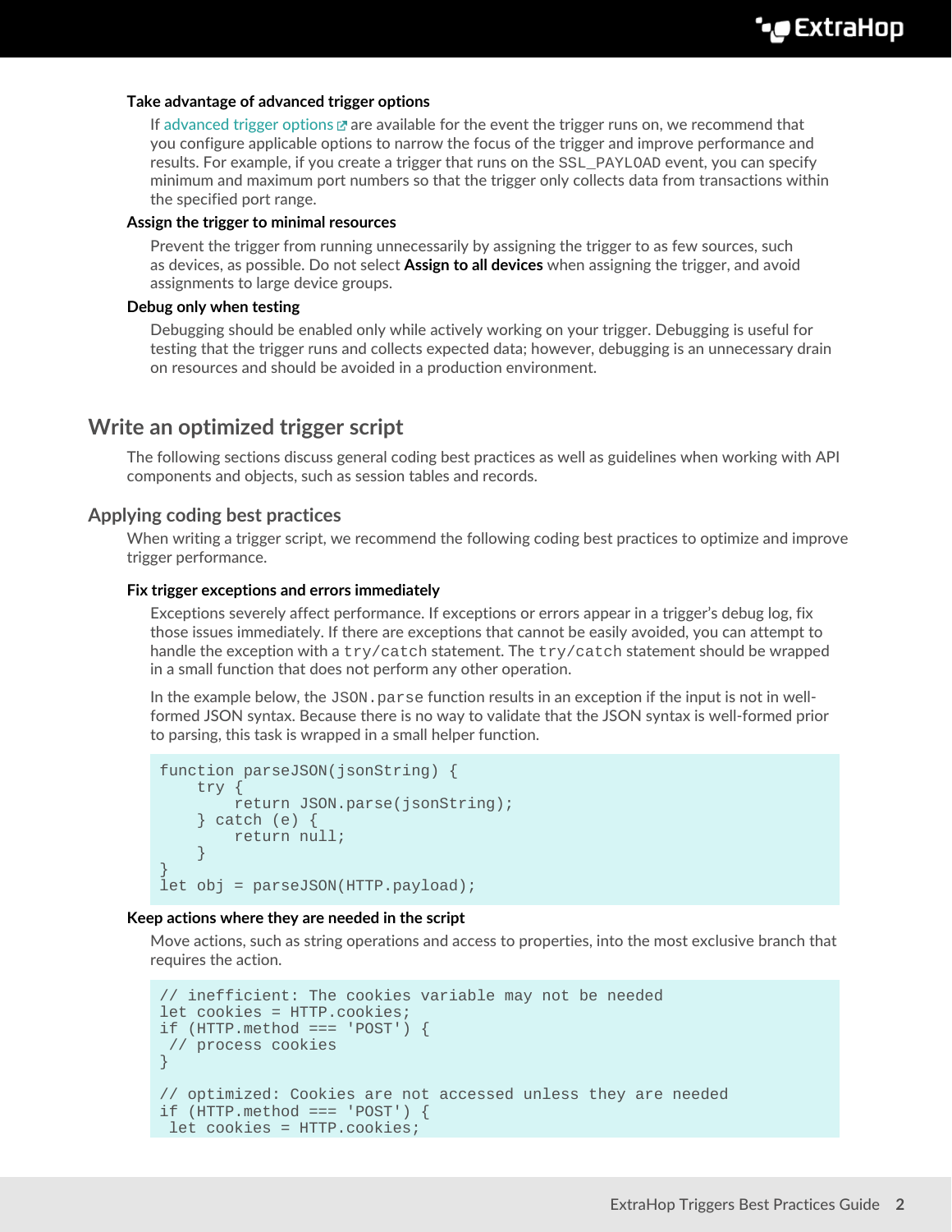#### Take advantage of advanced trigger options

If advanced trigger options are available for the event the trigger runs on, we recommend that you configure applicable options to narrow the focus of the trigger and improve performance and results. For example, if you create a trigger that runs on the `SSL_PAYLOAD` event, you can specify minimum and maximum port numbers so that the trigger only collects data from transactions within the specified port range.

#### Assign the trigger to minimal resources

Prevent the trigger from running unnecessarily by assigning the trigger to as few sources, such as devices, as possible. Do not select **Assign to all devices** when assigning the trigger, and avoid assignments to large device groups.

#### Debug only when testing

Debugging should be enabled only while actively working on your trigger. Debugging is useful for testing that the trigger runs and collects expected data; however, debugging is an unnecessary drain on resources and should be avoided in a production environment.

## Write an optimized trigger script

The following sections discuss general coding best practices as well as guidelines when working with API components and objects, such as session tables and records.

### Applying coding best practices

When writing a trigger script, we recommend the following coding best practices to optimize and improve trigger performance.

#### Fix trigger exceptions and errors immediately

Exceptions severely affect performance. If exceptions or errors appear in a trigger's debug log, fix those issues immediately. If there are exceptions that cannot be easily avoided, you can attempt to handle the exception with a `try/catch` statement. The `try/catch` statement should be wrapped in a small function that does not perform any other operation.

In the example below, the `JSON.parse` function results in an exception if the input is not in well-formed JSON syntax. Because there is no way to validate that the JSON syntax is well-formed prior to parsing, this task is wrapped in a small helper function.

```
function parseJSON(jsonString) {
    try {
        return JSON.parse(jsonString);
    } catch (e) {
        return null;
    }
}
let obj = parseJSON(HTTP.payload);
```

#### Keep actions where they are needed in the script

Move actions, such as string operations and access to properties, into the most exclusive branch that requires the action.

```
// inefficient: The cookies variable may not be needed
let cookies = HTTP.cookies;
if (HTTP.method === 'POST') {
 // process cookies
}

// optimized: Cookies are not accessed unless they are needed
if (HTTP.method === 'POST') {
 let cookies = HTTP.cookies;
```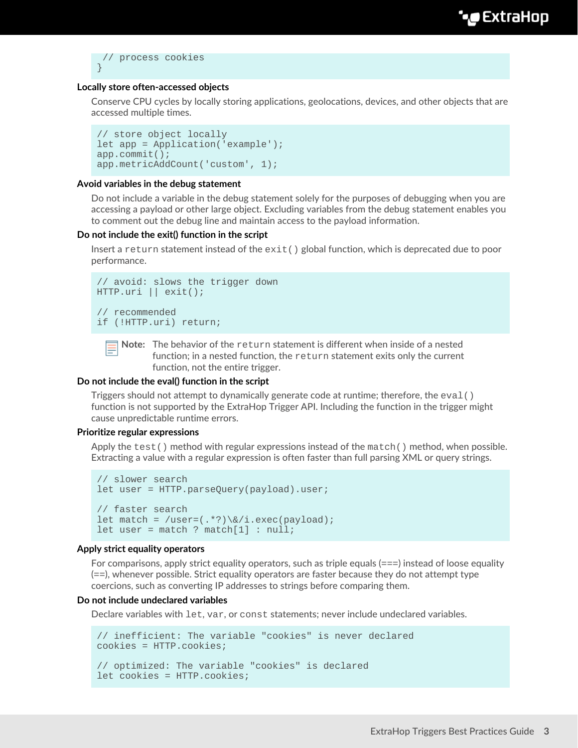```
    // process cookies
}
```

### Locally store often-accessed objects

Conserve CPU cycles by locally storing applications, geolocations, devices, and other objects that are accessed multiple times.

```
// store object locally
let app = Application('example');
app.commit();
app.metricAddCount('custom', 1);
```

### Avoid variables in the debug statement

Do not include a variable in the debug statement solely for the purposes of debugging when you are accessing a payload or other large object. Excluding variables from the debug statement enables you to comment out the debug line and maintain access to the payload information.

### Do not include the exit() function in the script

Insert a `return` statement instead of the `exit()` global function, which is deprecated due to poor performance.

```
// avoid: slows the trigger down
HTTP.uri || exit();

// recommended
if (!HTTP.uri) return;
```

> **Note:** The behavior of the `return` statement is different when inside of a nested function; in a nested function, the `return` statement exits only the current function, not the entire trigger.

### Do not include the eval() function in the script

Triggers should not attempt to dynamically generate code at runtime; therefore, the `eval()` function is not supported by the ExtraHop Trigger API. Including the function in the trigger might cause unpredictable runtime errors.

### Prioritize regular expressions

Apply the `test()` method with regular expressions instead of the `match()` method, when possible. Extracting a value with a regular expression is often faster than full parsing XML or query strings.

```
// slower search
let user = HTTP.parseQuery(payload).user;

// faster search
let match = /user=(.*?)\&/i.exec(payload);
let user = match ? match[1] : null;
```

### Apply strict equality operators

For comparisons, apply strict equality operators, such as triple equals (===) instead of loose equality (==), whenever possible. Strict equality operators are faster because they do not attempt type coercions, such as converting IP addresses to strings before comparing them.

### Do not include undeclared variables

Declare variables with `let`, `var`, or `const` statements; never include undeclared variables.

```
// inefficient: The variable "cookies" is never declared
cookies = HTTP.cookies;

// optimized: The variable "cookies" is declared
let cookies = HTTP.cookies;
```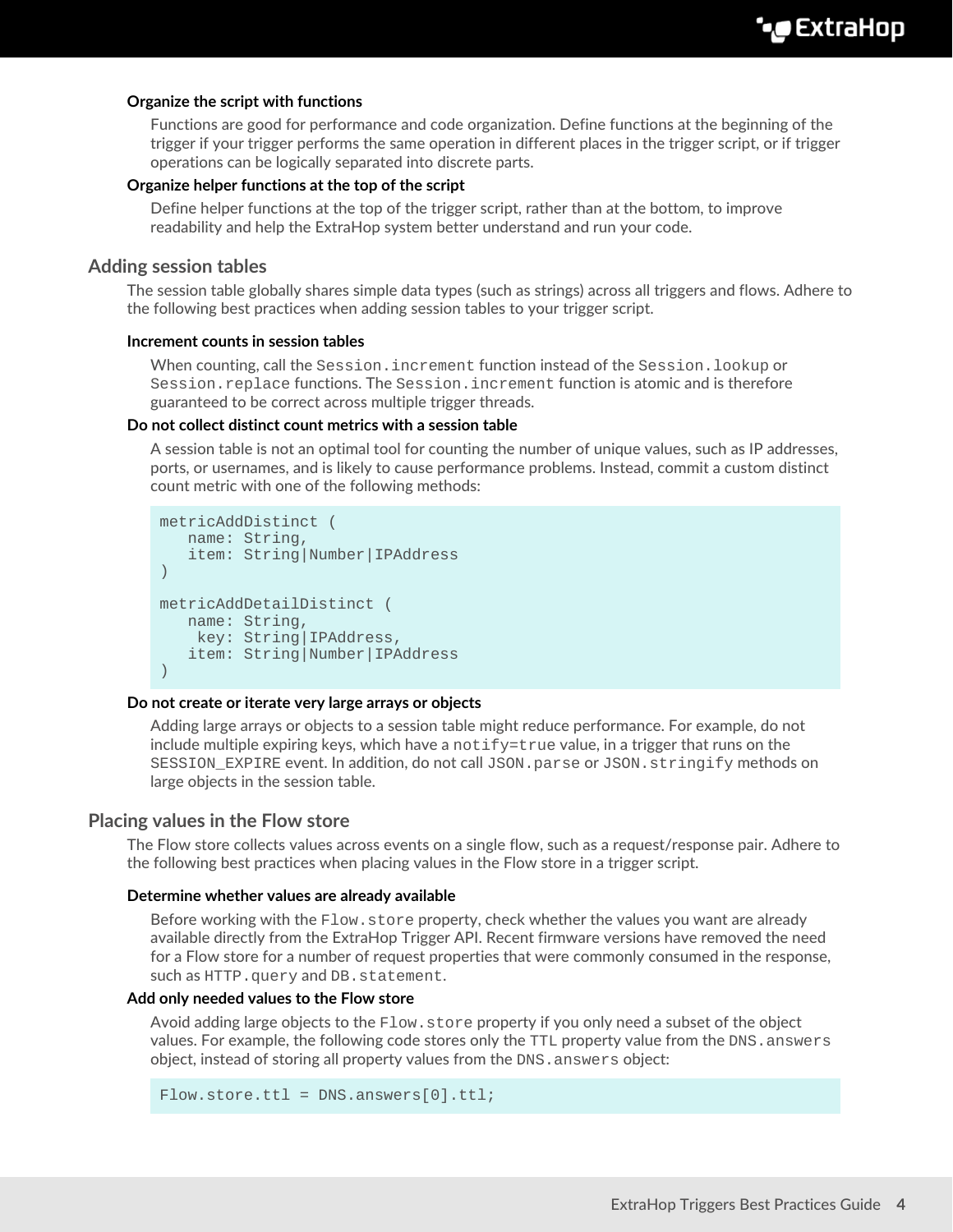#### Organize the script with functions

Functions are good for performance and code organization. Define functions at the beginning of the trigger if your trigger performs the same operation in different places in the trigger script, or if trigger operations can be logically separated into discrete parts.

#### Organize helper functions at the top of the script

Define helper functions at the top of the trigger script, rather than at the bottom, to improve readability and help the ExtraHop system better understand and run your code.

## Adding session tables

The session table globally shares simple data types (such as strings) across all triggers and flows. Adhere to the following best practices when adding session tables to your trigger script.

#### Increment counts in session tables

When counting, call the `Session.increment` function instead of the `Session.lookup` or `Session.replace` functions. The `Session.increment` function is atomic and is therefore guaranteed to be correct across multiple trigger threads.

#### Do not collect distinct count metrics with a session table

A session table is not an optimal tool for counting the number of unique values, such as IP addresses, ports, or usernames, and is likely to cause performance problems. Instead, commit a custom distinct count metric with one of the following methods:

```
metricAddDistinct (
   name: String,
   item: String|Number|IPAddress
)

metricAddDetailDistinct (
   name: String,
    key: String|IPAddress,
   item: String|Number|IPAddress
)
```

#### Do not create or iterate very large arrays or objects

Adding large arrays or objects to a session table might reduce performance. For example, do not include multiple expiring keys, which have a `notify=true` value, in a trigger that runs on the `SESSION_EXPIRE` event. In addition, do not call `JSON.parse` or `JSON.stringify` methods on large objects in the session table.

## Placing values in the Flow store

The Flow store collects values across events on a single flow, such as a request/response pair. Adhere to the following best practices when placing values in the Flow store in a trigger script.

#### Determine whether values are already available

Before working with the `Flow.store` property, check whether the values you want are already available directly from the ExtraHop Trigger API. Recent firmware versions have removed the need for a Flow store for a number of request properties that were commonly consumed in the response, such as `HTTP.query` and `DB.statement`.

#### Add only needed values to the Flow store

Avoid adding large objects to the `Flow.store` property if you only need a subset of the object values. For example, the following code stores only the `TTL` property value from the `DNS.answers` object, instead of storing all property values from the `DNS.answers` object:

```
Flow.store.ttl = DNS.answers[0].ttl;
```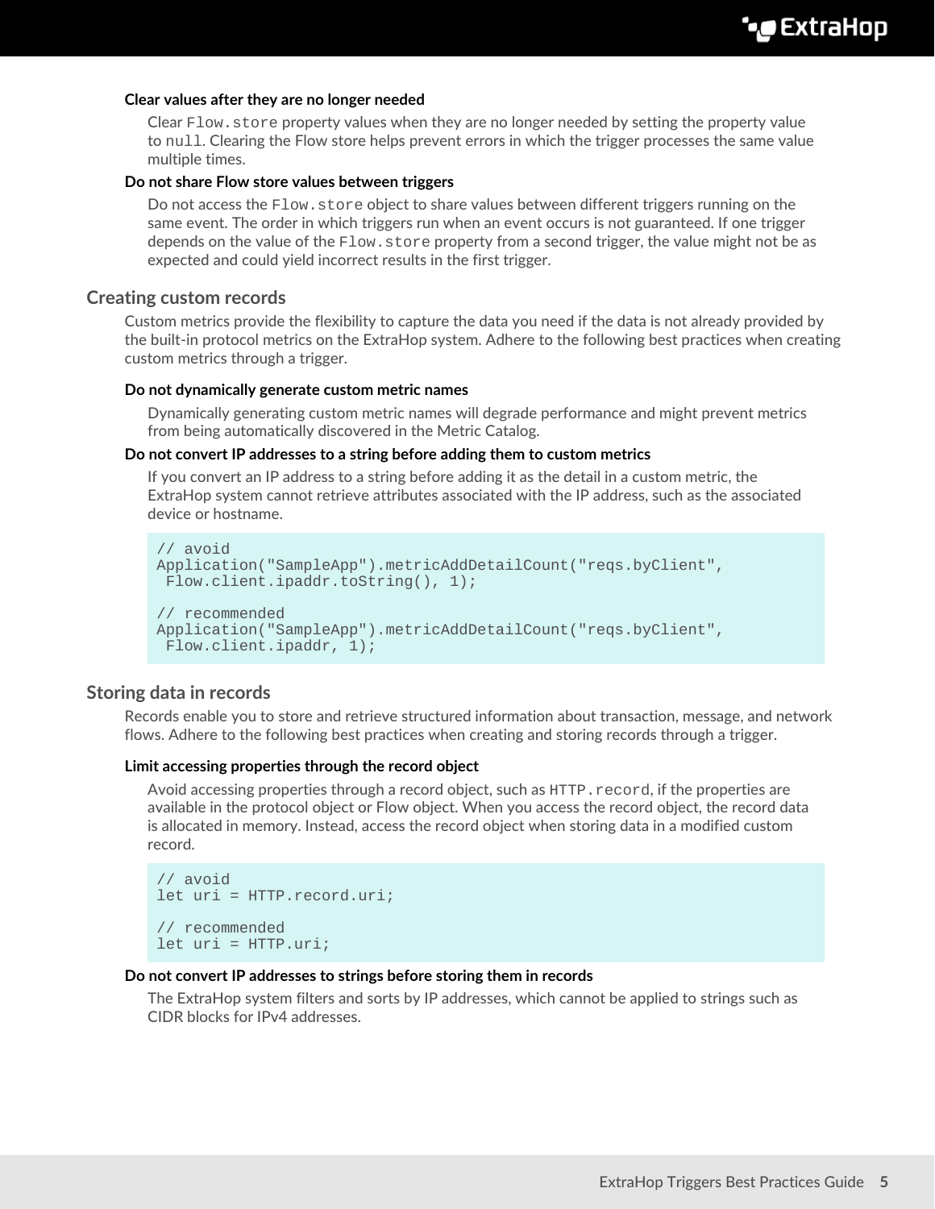#### Clear values after they are no longer needed

Clear `Flow.store` property values when they are no longer needed by setting the property value to `null`. Clearing the Flow store helps prevent errors in which the trigger processes the same value multiple times.

#### Do not share Flow store values between triggers

Do not access the `Flow.store` object to share values between different triggers running on the same event. The order in which triggers run when an event occurs is not guaranteed. If one trigger depends on the value of the `Flow.store` property from a second trigger, the value might not be as expected and could yield incorrect results in the first trigger.

### Creating custom records

Custom metrics provide the flexibility to capture the data you need if the data is not already provided by the built-in protocol metrics on the ExtraHop system. Adhere to the following best practices when creating custom metrics through a trigger.

#### Do not dynamically generate custom metric names

Dynamically generating custom metric names will degrade performance and might prevent metrics from being automatically discovered in the Metric Catalog.

#### Do not convert IP addresses to a string before adding them to custom metrics

If you convert an IP address to a string before adding it as the detail in a custom metric, the ExtraHop system cannot retrieve attributes associated with the IP address, such as the associated device or hostname.

```
// avoid
Application("SampleApp").metricAddDetailCount("reqs.byClient",
 Flow.client.ipaddr.toString(), 1);

// recommended
Application("SampleApp").metricAddDetailCount("reqs.byClient",
 Flow.client.ipaddr, 1);
```

### Storing data in records

Records enable you to store and retrieve structured information about transaction, message, and network flows. Adhere to the following best practices when creating and storing records through a trigger.

#### Limit accessing properties through the record object

Avoid accessing properties through a record object, such as `HTTP.record`, if the properties are available in the protocol object or Flow object. When you access the record object, the record data is allocated in memory. Instead, access the record object when storing data in a modified custom record.

```
// avoid
let uri = HTTP.record.uri;

// recommended
let uri = HTTP.uri;
```

#### Do not convert IP addresses to strings before storing them in records

The ExtraHop system filters and sorts by IP addresses, which cannot be applied to strings such as CIDR blocks for IPv4 addresses.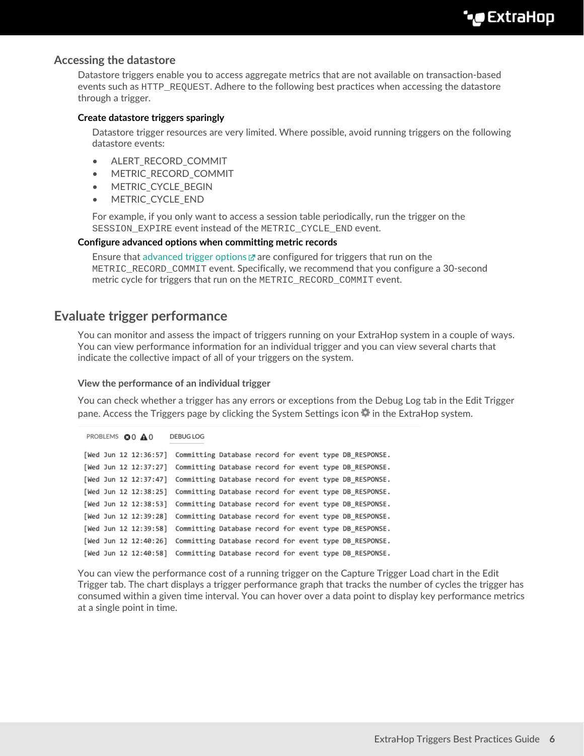### Accessing the datastore

Datastore triggers enable you to access aggregate metrics that are not available on transaction-based events such as `HTTP_REQUEST`. Adhere to the following best practices when accessing the datastore through a trigger.

**Create datastore triggers sparingly**

Datastore trigger resources are very limited. Where possible, avoid running triggers on the following datastore events:

- ALERT_RECORD_COMMIT
- METRIC_RECORD_COMMIT
- METRIC_CYCLE_BEGIN
- METRIC_CYCLE_END

For example, if you only want to access a session table periodically, run the trigger on the `SESSION_EXPIRE` event instead of the `METRIC_CYCLE_END` event.

**Configure advanced options when committing metric records**

Ensure that advanced trigger options are configured for triggers that run on the `METRIC_RECORD_COMMIT` event. Specifically, we recommend that you configure a 30-second metric cycle for triggers that run on the `METRIC_RECORD_COMMIT` event.

## Evaluate trigger performance

You can monitor and assess the impact of triggers running on your ExtraHop system in a couple of ways. You can view performance information for an individual trigger and you can view several charts that indicate the collective impact of all of your triggers on the system.

### View the performance of an individual trigger

You can check whether a trigger has any errors or exceptions from the Debug Log tab in the Edit Trigger pane. Access the Triggers page by clicking the System Settings icon in the ExtraHop system.

```
PROBLEMS  0  0    DEBUG LOG

[Wed Jun 12 12:36:57]  Committing Database record for event type DB_RESPONSE.
[Wed Jun 12 12:37:27]  Committing Database record for event type DB_RESPONSE.
[Wed Jun 12 12:37:47]  Committing Database record for event type DB_RESPONSE.
[Wed Jun 12 12:38:25]  Committing Database record for event type DB_RESPONSE.
[Wed Jun 12 12:38:53]  Committing Database record for event type DB_RESPONSE.
[Wed Jun 12 12:39:28]  Committing Database record for event type DB_RESPONSE.
[Wed Jun 12 12:39:58]  Committing Database record for event type DB_RESPONSE.
[Wed Jun 12 12:40:26]  Committing Database record for event type DB_RESPONSE.
[Wed Jun 12 12:40:58]  Committing Database record for event type DB_RESPONSE.
```

You can view the performance cost of a running trigger on the Capture Trigger Load chart in the Edit Trigger tab. The chart displays a trigger performance graph that tracks the number of cycles the trigger has consumed within a given time interval. You can hover over a data point to display key performance metrics at a single point in time.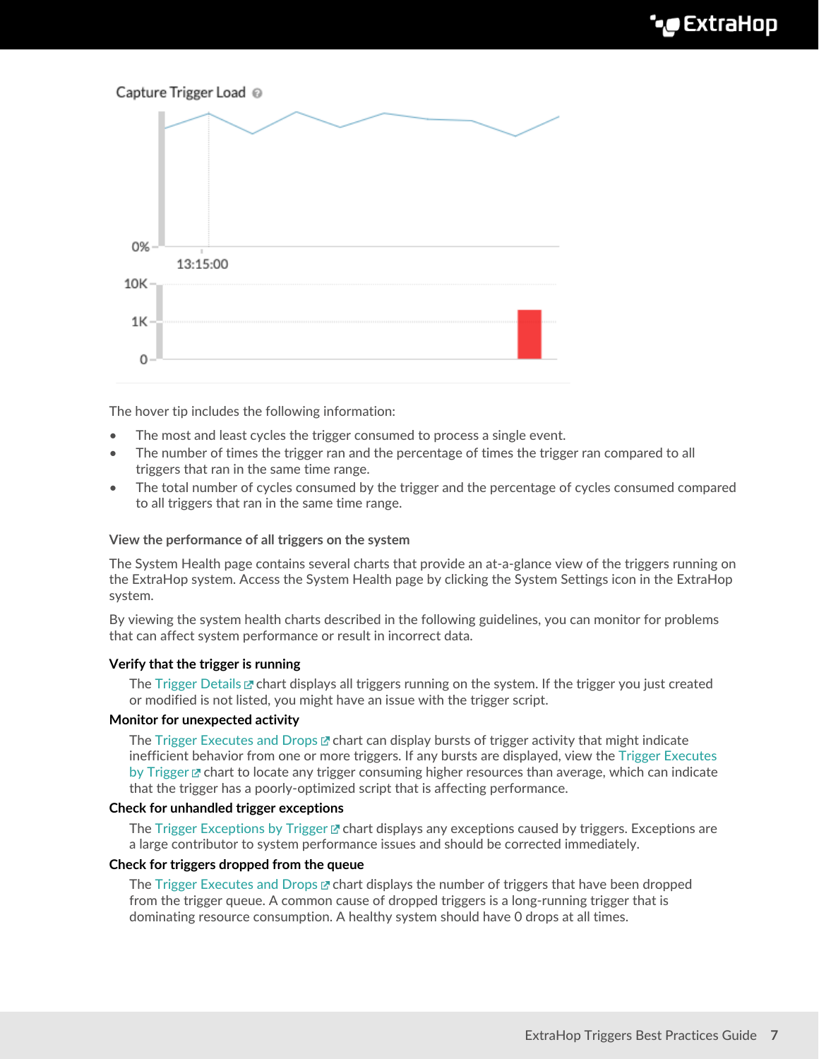The hover tip includes the following information:

- The most and least cycles the trigger consumed to process a single event.
- The number of times the trigger ran and the percentage of times the trigger ran compared to all triggers that ran in the same time range.
- The total number of cycles consumed by the trigger and the percentage of cycles consumed compared to all triggers that ran in the same time range.

### View the performance of all triggers on the system

The System Health page contains several charts that provide an at-a-glance view of the triggers running on the ExtraHop system. Access the System Health page by clicking the System Settings icon in the ExtraHop system.

By viewing the system health charts described in the following guidelines, you can monitor for problems that can affect system performance or result in incorrect data.

**Verify that the trigger is running**

The Trigger Details chart displays all triggers running on the system. If the trigger you just created or modified is not listed, you might have an issue with the trigger script.

**Monitor for unexpected activity**

The Trigger Executes and Drops chart can display bursts of trigger activity that might indicate inefficient behavior from one or more triggers. If any bursts are displayed, view the Trigger Executes by Trigger chart to locate any trigger consuming higher resources than average, which can indicate that the trigger has a poorly-optimized script that is affecting performance.

**Check for unhandled trigger exceptions**

The Trigger Exceptions by Trigger chart displays any exceptions caused by triggers. Exceptions are a large contributor to system performance issues and should be corrected immediately.

**Check for triggers dropped from the queue**

The Trigger Executes and Drops chart displays the number of triggers that have been dropped from the trigger queue. A common cause of dropped triggers is a long-running trigger that is dominating resource consumption. A healthy system should have 0 drops at all times.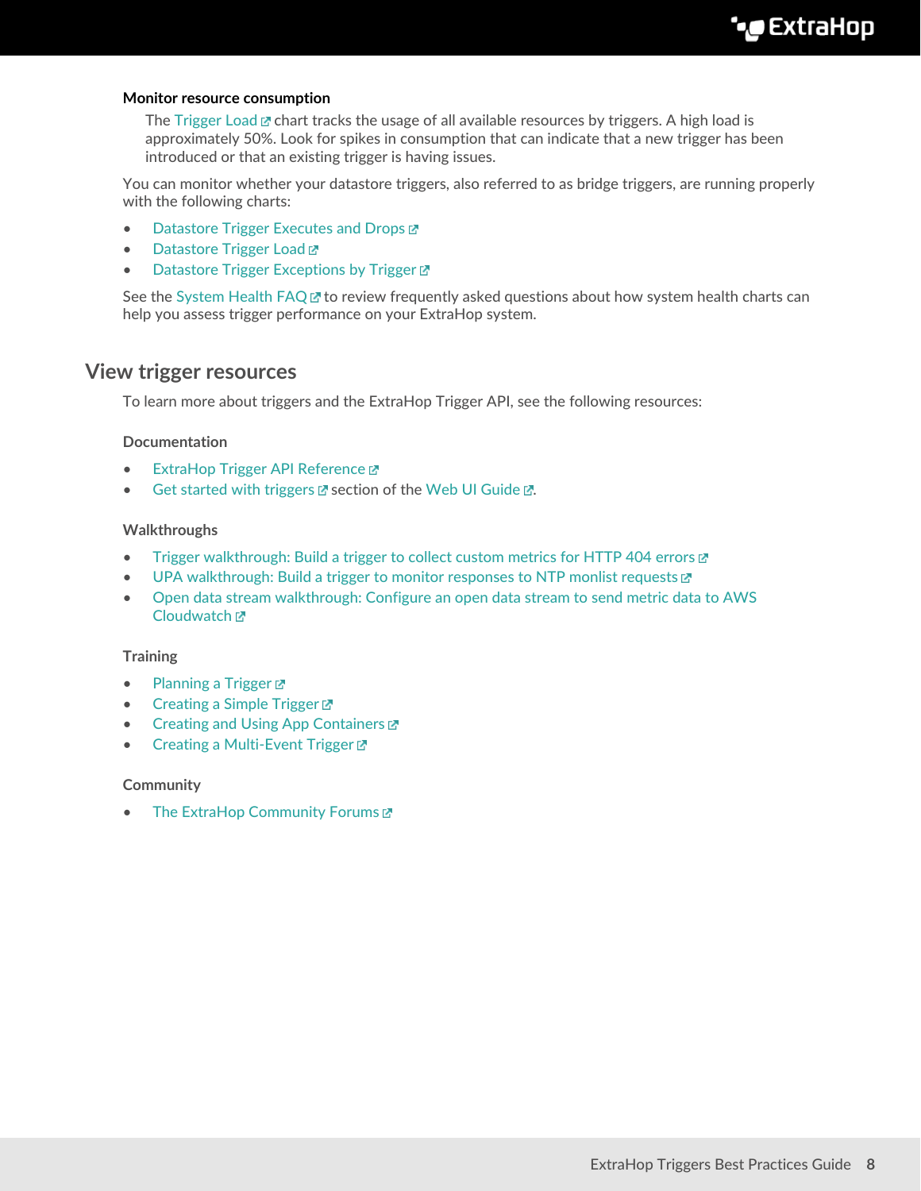#### Monitor resource consumption

The Trigger Load chart tracks the usage of all available resources by triggers. A high load is approximately 50%. Look for spikes in consumption that can indicate that a new trigger has been introduced or that an existing trigger is having issues.

You can monitor whether your datastore triggers, also referred to as bridge triggers, are running properly with the following charts:

- Datastore Trigger Executes and Drops
- Datastore Trigger Load
- Datastore Trigger Exceptions by Trigger

See the System Health FAQ to review frequently asked questions about how system health charts can help you assess trigger performance on your ExtraHop system.

## View trigger resources

To learn more about triggers and the ExtraHop Trigger API, see the following resources:

### Documentation

- ExtraHop Trigger API Reference
- Get started with triggers section of the Web UI Guide.

### Walkthroughs

- Trigger walkthrough: Build a trigger to collect custom metrics for HTTP 404 errors
- UPA walkthrough: Build a trigger to monitor responses to NTP monlist requests
- Open data stream walkthrough: Configure an open data stream to send metric data to AWS Cloudwatch

### Training

- Planning a Trigger
- Creating a Simple Trigger
- Creating and Using App Containers
- Creating a Multi-Event Trigger

### Community

- The ExtraHop Community Forums